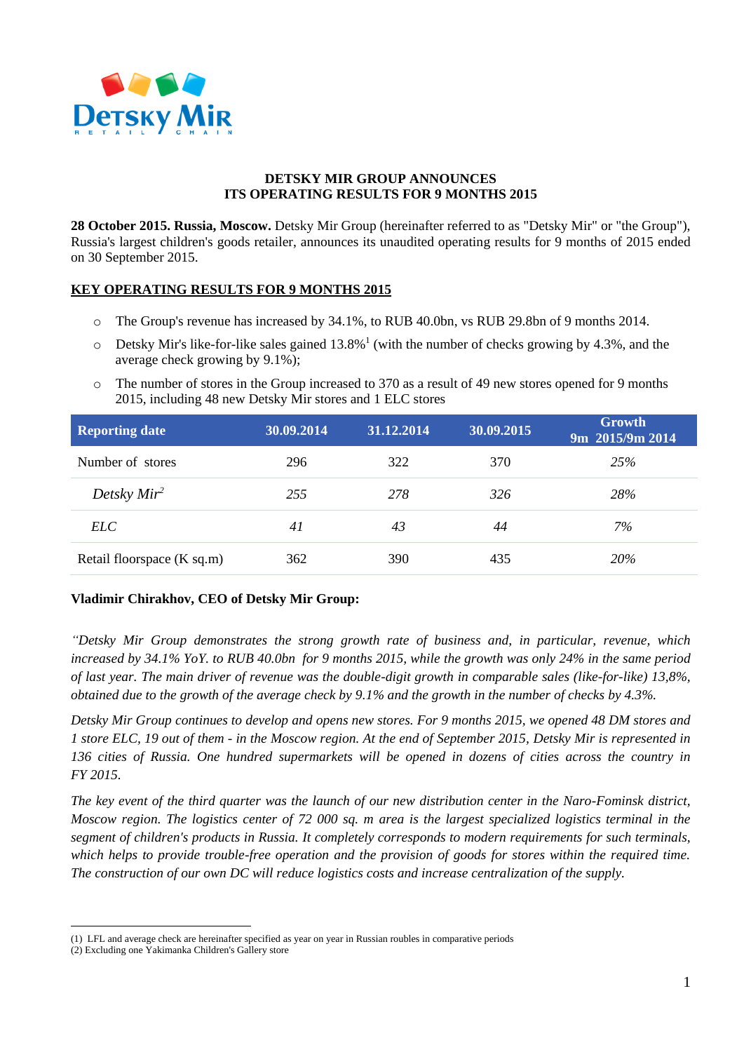**DETSKY MIR GROUP ANNOUNCES**
**ITS OPERATING RESULTS FOR 9 MONTHS 2015**

**28 October 2015. Russia, Moscow.** Detsky Mir Group (hereinafter referred to as "Detsky Mir" or "the Group"), Russia's largest children's goods retailer, announces its unaudited operating results for 9 months of 2015 ended on 30 September 2015.

## KEY OPERATING RESULTS FOR 9 MONTHS 2015

- The Group's revenue has increased by 34.1%, to RUB 40.0bn, vs RUB 29.8bn of 9 months 2014.
- Detsky Mir's like-for-like sales gained 13.8%[1] (with the number of checks growing by 4.3%, and the average check growing by 9.1%);
- The number of stores in the Group increased to 370 as a result of 49 new stores opened for 9 months 2015, including 48 new Detsky Mir stores and 1 ELC stores

| Reporting date | 30.09.2014 | 31.12.2014 | 30.09.2015 | Growth 9m 2015/9m 2014 |
|---|---|---|---|---|
| Number of stores | 296 | 322 | 370 | *25%* |
| *Detsky Mir*[2] | *255* | *278* | *326* | *28%* |
| *ELC* | *41* | *43* | *44* | *7%* |
| Retail floorspace (K sq.m) | 362 | 390 | 435 | *20%* |

**Vladimir Chirakhov, CEO of Detsky Mir Group:**

*"Detsky Mir Group demonstrates the strong growth rate of business and, in particular, revenue, which increased by 34.1% YoY. to RUB 40.0bn for 9 months 2015, while the growth was only 24% in the same period of last year. The main driver of revenue was the double-digit growth in comparable sales (like-for-like) 13,8%, obtained due to the growth of the average check by 9.1% and the growth in the number of checks by 4.3%.*

*Detsky Mir Group continues to develop and opens new stores. For 9 months 2015, we opened 48 DM stores and 1 store ELC, 19 out of them - in the Moscow region. At the end of September 2015, Detsky Mir is represented in 136 cities of Russia. One hundred supermarkets will be opened in dozens of cities across the country in FY 2015.*

*The key event of the third quarter was the launch of our new distribution center in the Naro-Fominsk district, Moscow region. The logistics center of 72 000 sq. m area is the largest specialized logistics terminal in the segment of children's products in Russia. It completely corresponds to modern requirements for such terminals, which helps to provide trouble-free operation and the provision of goods for stores within the required time. The construction of our own DC will reduce logistics costs and increase centralization of the supply.*

---

(1) LFL and average check are hereinafter specified as year on year in Russian roubles in comparative periods
(2) Excluding one Yakimanka Children's Gallery store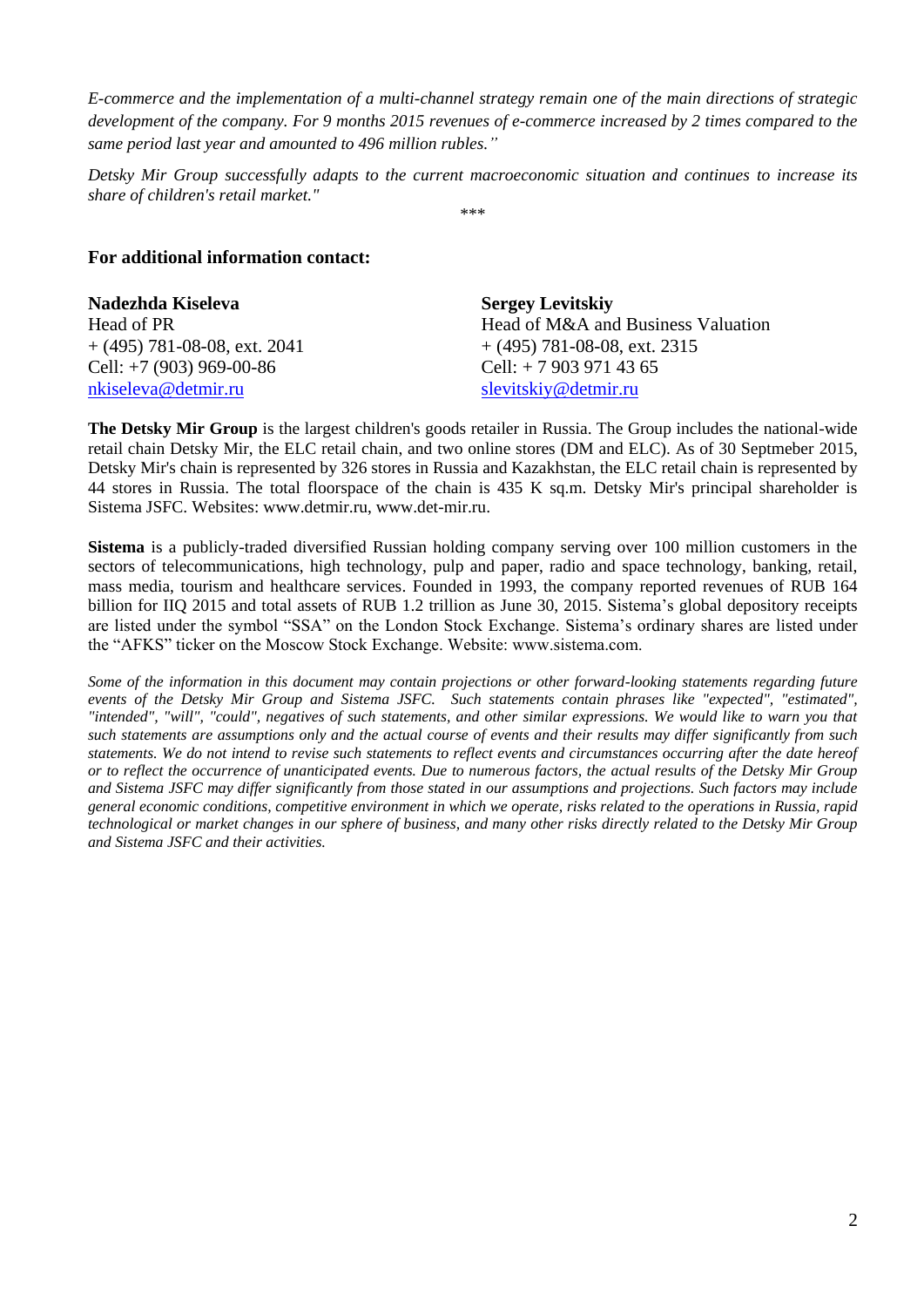*E-commerce and the implementation of a multi-channel strategy remain one of the main directions of strategic development of the company. For 9 months 2015 revenues of e-commerce increased by 2 times compared to the same period last year and amounted to 496 million rubles."*

*Detsky Mir Group successfully adapts to the current macroeconomic situation and continues to increase its share of children's retail market."*

\*\*\*

**For additional information contact:**

**Nadezhda Kiseleva**
Head of PR
+ (495) 781-08-08, ext. 2041
Cell: +7 (903) 969-00-86
nkiseleva@detmir.ru

**Sergey Levitskiy**
Head of M&A and Business Valuation
+ (495) 781-08-08, ext. 2315
Cell: + 7 903 971 43 65
slevitskiy@detmir.ru

**The Detsky Mir Group** is the largest children's goods retailer in Russia. The Group includes the national-wide retail chain Detsky Mir, the ELC retail chain, and two online stores (DM and ELC). As of 30 Septmeber 2015, Detsky Mir's chain is represented by 326 stores in Russia and Kazakhstan, the ELC retail chain is represented by 44 stores in Russia. The total floorspace of the chain is 435 K sq.m. Detsky Mir's principal shareholder is Sistema JSFC. Websites: www.detmir.ru, www.det-mir.ru.

**Sistema** is a publicly-traded diversified Russian holding company serving over 100 million customers in the sectors of telecommunications, high technology, pulp and paper, radio and space technology, banking, retail, mass media, tourism and healthcare services. Founded in 1993, the company reported revenues of RUB 164 billion for IIQ 2015 and total assets of RUB 1.2 trillion as June 30, 2015. Sistema's global depository receipts are listed under the symbol "SSA" on the London Stock Exchange. Sistema's ordinary shares are listed under the "AFKS" ticker on the Moscow Stock Exchange. Website: www.sistema.com.

*Some of the information in this document may contain projections or other forward-looking statements regarding future events of the Detsky Mir Group and Sistema JSFC. Such statements contain phrases like "expected", "estimated", "intended", "will", "could", negatives of such statements, and other similar expressions. We would like to warn you that such statements are assumptions only and the actual course of events and their results may differ significantly from such statements. We do not intend to revise such statements to reflect events and circumstances occurring after the date hereof or to reflect the occurrence of unanticipated events. Due to numerous factors, the actual results of the Detsky Mir Group and Sistema JSFC may differ significantly from those stated in our assumptions and projections. Such factors may include general economic conditions, competitive environment in which we operate, risks related to the operations in Russia, rapid technological or market changes in our sphere of business, and many other risks directly related to the Detsky Mir Group and Sistema JSFC and their activities.*